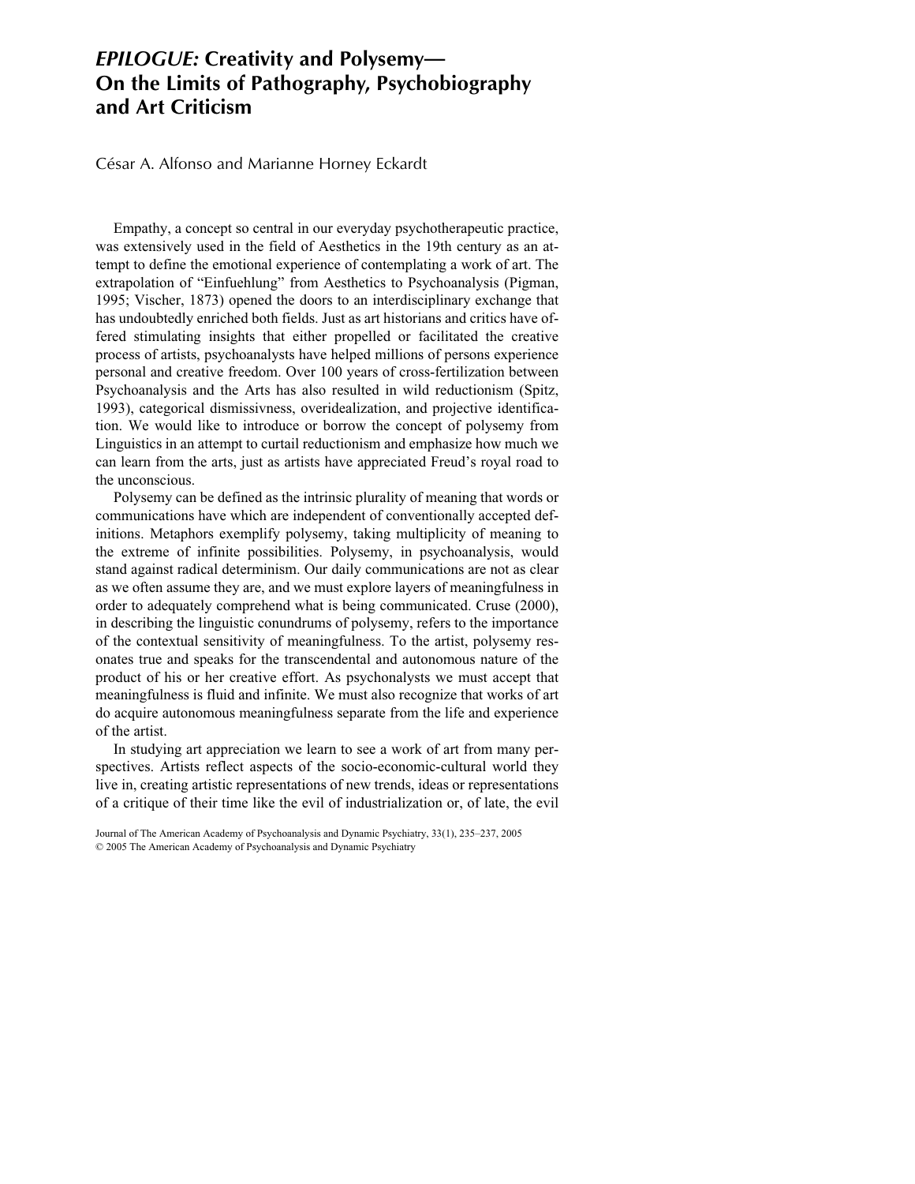# *EPILOGUE:* Creativity and Polysemy—On the Limits of Pathography, Psychobiography and Art Criticism

César A. Alfonso and Marianne Horney Eckardt

Empathy, a concept so central in our everyday psychotherapeutic practice, was extensively used in the field of Aesthetics in the 19th century as an attempt to define the emotional experience of contemplating a work of art. The extrapolation of "Einfuehlung" from Aesthetics to Psychoanalysis (Pigman, 1995; Vischer, 1873) opened the doors to an interdisciplinary exchange that has undoubtedly enriched both fields. Just as art historians and critics have offered stimulating insights that either propelled or facilitated the creative process of artists, psychoanalysts have helped millions of persons experience personal and creative freedom. Over 100 years of cross-fertilization between Psychoanalysis and the Arts has also resulted in wild reductionism (Spitz, 1993), categorical dismissivness, overidealization, and projective identification. We would like to introduce or borrow the concept of polysemy from Linguistics in an attempt to curtail reductionism and emphasize how much we can learn from the arts, just as artists have appreciated Freud's royal road to the unconscious.

Polysemy can be defined as the intrinsic plurality of meaning that words or communications have which are independent of conventionally accepted definitions. Metaphors exemplify polysemy, taking multiplicity of meaning to the extreme of infinite possibilities. Polysemy, in psychoanalysis, would stand against radical determinism. Our daily communications are not as clear as we often assume they are, and we must explore layers of meaningfulness in order to adequately comprehend what is being communicated. Cruse (2000), in describing the linguistic conundrums of polysemy, refers to the importance of the contextual sensitivity of meaningfulness. To the artist, polysemy resonates true and speaks for the transcendental and autonomous nature of the product of his or her creative effort. As psychonalysts we must accept that meaningfulness is fluid and infinite. We must also recognize that works of art do acquire autonomous meaningfulness separate from the life and experience of the artist.

In studying art appreciation we learn to see a work of art from many perspectives. Artists reflect aspects of the socio-economic-cultural world they live in, creating artistic representations of new trends, ideas or representations of a critique of their time like the evil of industrialization or, of late, the evil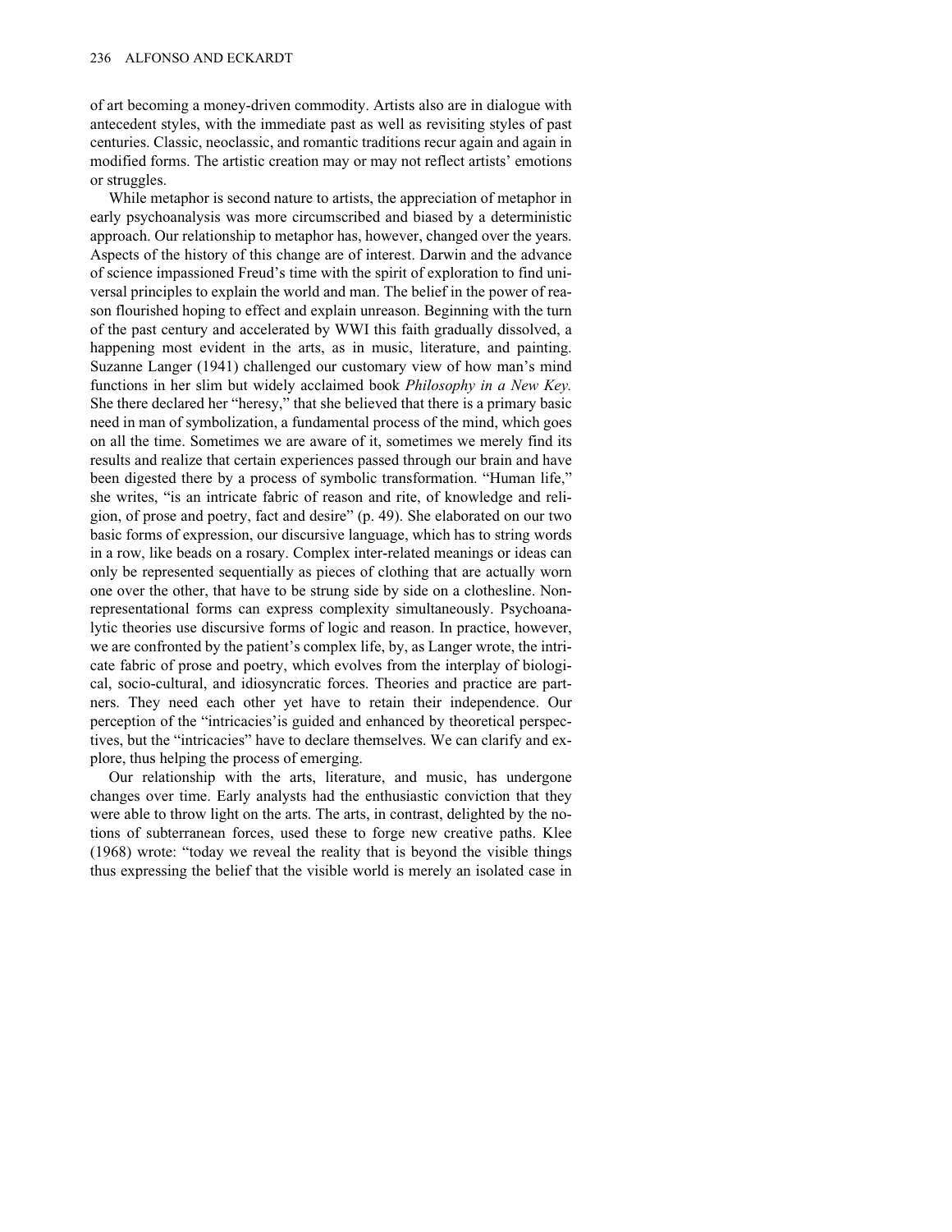of art becoming a money-driven commodity. Artists also are in dialogue with antecedent styles, with the immediate past as well as revisiting styles of past centuries. Classic, neoclassic, and romantic traditions recur again and again in modified forms. The artistic creation may or may not reflect artists' emotions or struggles.

While metaphor is second nature to artists, the appreciation of metaphor in early psychoanalysis was more circumscribed and biased by a deterministic approach. Our relationship to metaphor has, however, changed over the years. Aspects of the history of this change are of interest. Darwin and the advance of science impassioned Freud's time with the spirit of exploration to find universal principles to explain the world and man. The belief in the power of reason flourished hoping to effect and explain unreason. Beginning with the turn of the past century and accelerated by WWI this faith gradually dissolved, a happening most evident in the arts, as in music, literature, and painting. Suzanne Langer (1941) challenged our customary view of how man's mind functions in her slim but widely acclaimed book *Philosophy in a New Key.* She there declared her "heresy," that she believed that there is a primary basic need in man of symbolization, a fundamental process of the mind, which goes on all the time. Sometimes we are aware of it, sometimes we merely find its results and realize that certain experiences passed through our brain and have been digested there by a process of symbolic transformation. "Human life," she writes, "is an intricate fabric of reason and rite, of knowledge and religion, of prose and poetry, fact and desire" (p. 49). She elaborated on our two basic forms of expression, our discursive language, which has to string words in a row, like beads on a rosary. Complex inter-related meanings or ideas can only be represented sequentially as pieces of clothing that are actually worn one over the other, that have to be strung side by side on a clothesline. Non-representational forms can express complexity simultaneously. Psychoanalytic theories use discursive forms of logic and reason. In practice, however, we are confronted by the patient's complex life, by, as Langer wrote, the intricate fabric of prose and poetry, which evolves from the interplay of biological, socio-cultural, and idiosyncratic forces. Theories and practice are partners. They need each other yet have to retain their independence. Our perception of the "intricacies'is guided and enhanced by theoretical perspectives, but the "intricacies" have to declare themselves. We can clarify and explore, thus helping the process of emerging.

Our relationship with the arts, literature, and music, has undergone changes over time. Early analysts had the enthusiastic conviction that they were able to throw light on the arts. The arts, in contrast, delighted by the notions of subterranean forces, used these to forge new creative paths. Klee (1968) wrote: "today we reveal the reality that is beyond the visible things thus expressing the belief that the visible world is merely an isolated case in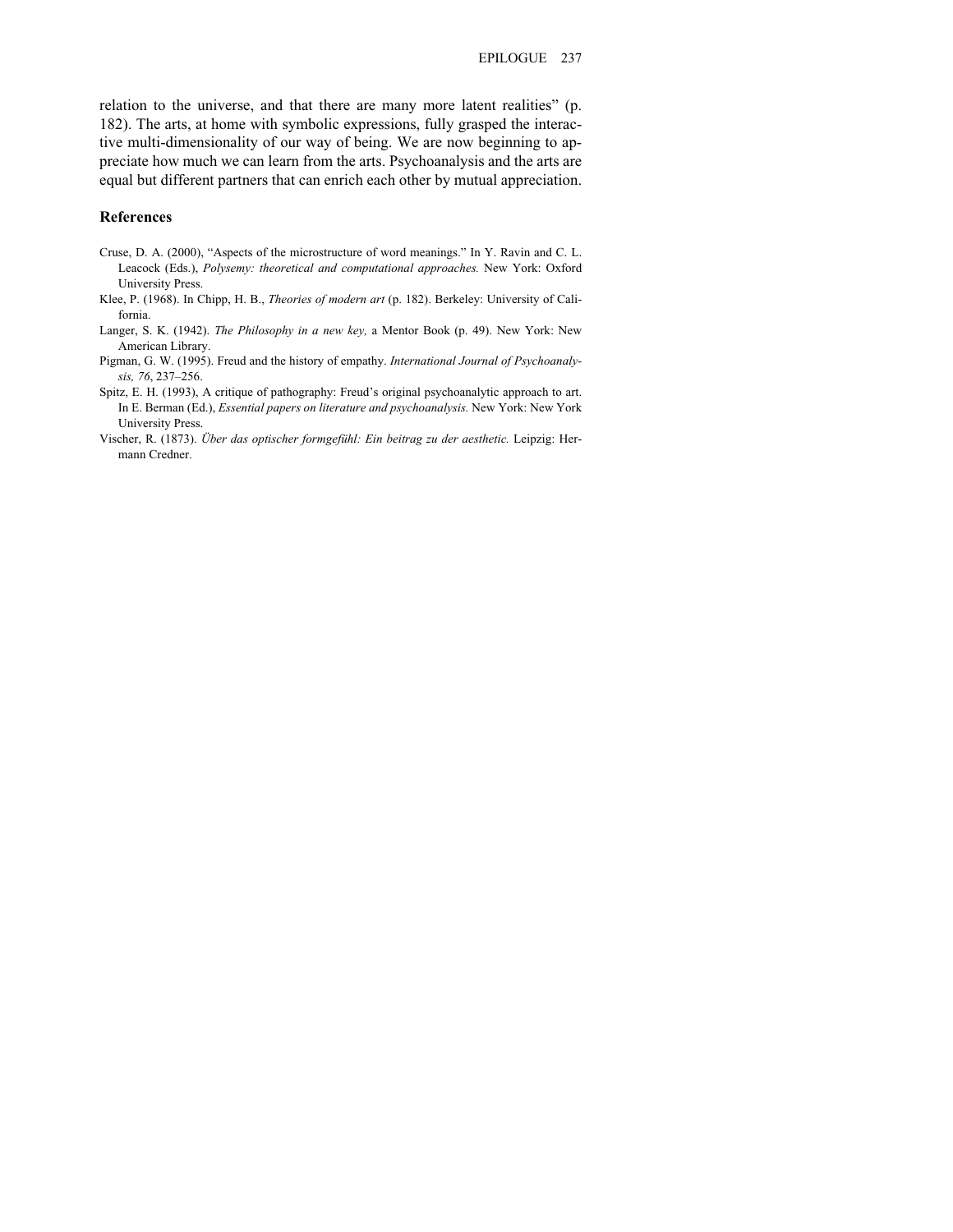relation to the universe, and that there are many more latent realities" (p. 182). The arts, at home with symbolic expressions, fully grasped the interactive multi-dimensionality of our way of being. We are now beginning to appreciate how much we can learn from the arts. Psychoanalysis and the arts are equal but different partners that can enrich each other by mutual appreciation.

## References

Cruse, D. A. (2000), "Aspects of the microstructure of word meanings." In Y. Ravin and C. L. Leacock (Eds.), *Polysemy: theoretical and computational approaches.* New York: Oxford University Press.

Klee, P. (1968). In Chipp, H. B., *Theories of modern art* (p. 182). Berkeley: University of California.

Langer, S. K. (1942). *The Philosophy in a new key,* a Mentor Book (p. 49). New York: New American Library.

Pigman, G. W. (1995). Freud and the history of empathy. *International Journal of Psychoanalysis, 76*, 237–256.

Spitz, E. H. (1993), A critique of pathography: Freud's original psychoanalytic approach to art. In E. Berman (Ed.), *Essential papers on literature and psychoanalysis.* New York: New York University Press.

Vischer, R. (1873). *Über das optischer formgefühl: Ein beitrag zu der aesthetic.* Leipzig: Hermann Credner.